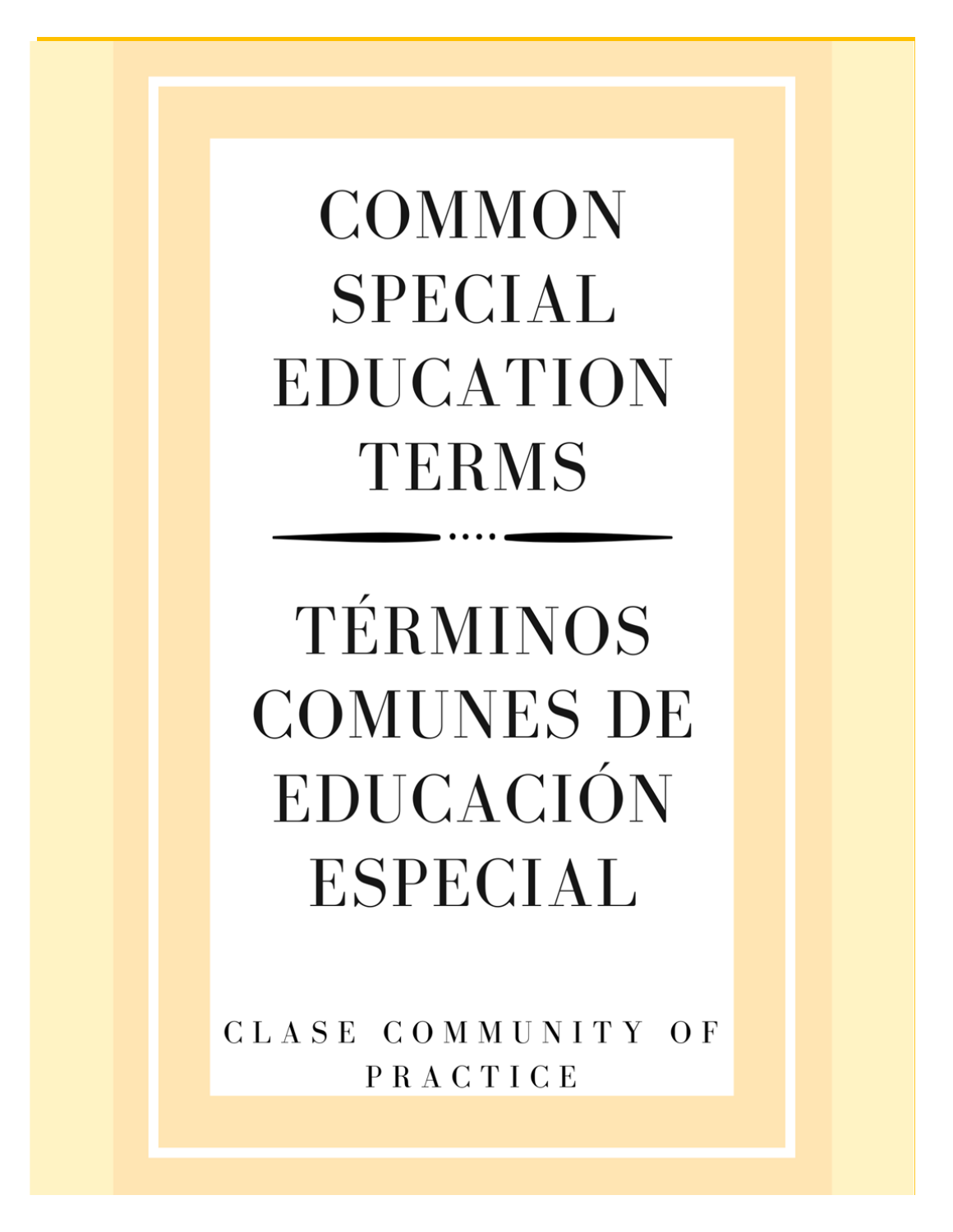# COMMON SPECIAL EDUCATION TERMS

# TÉRMINOS COMUNES DE EDUCACIÓN ESPECIAL

CLASE COMMUNITY OF PRACTICE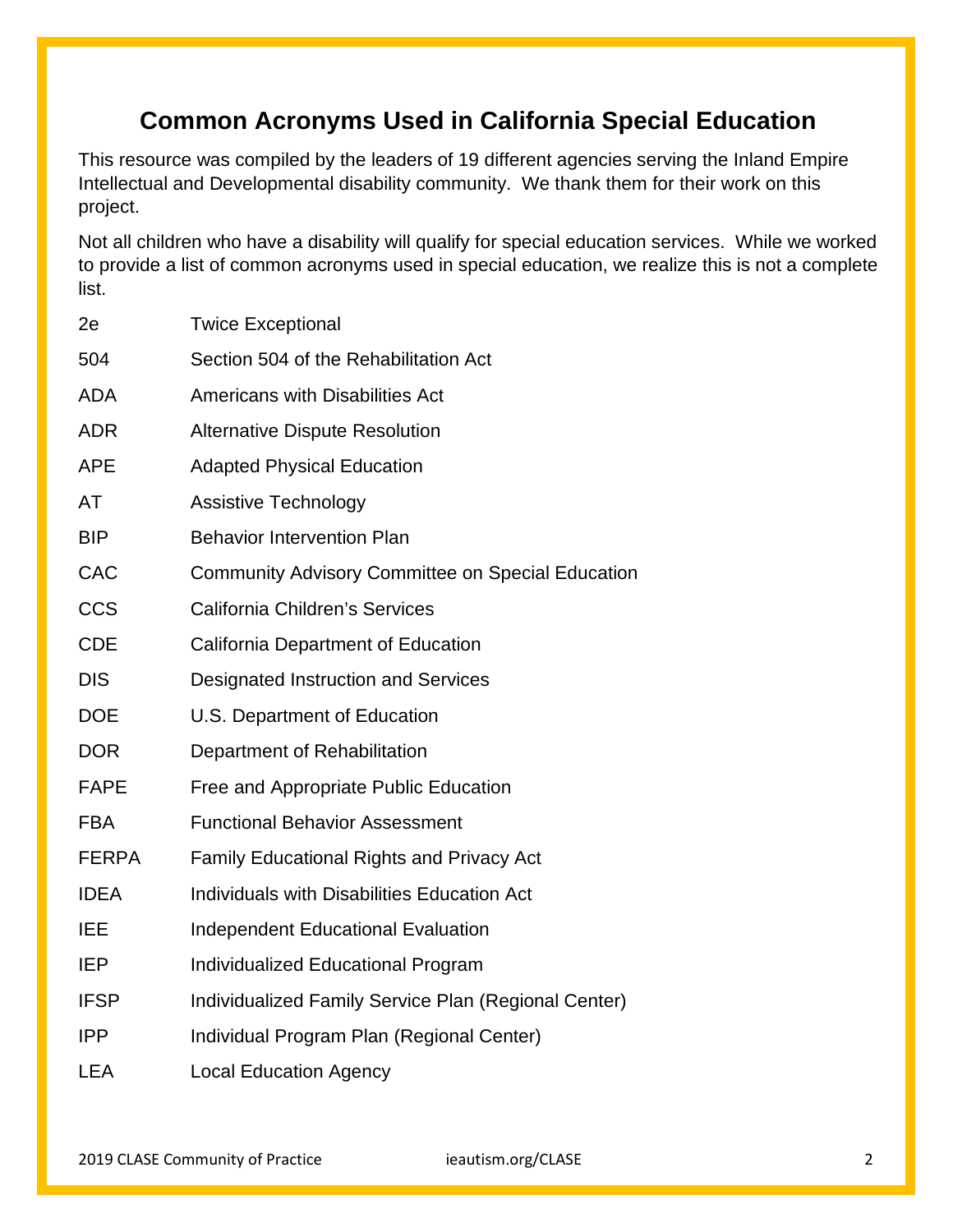# Common Acronyms Used in California Special Education

This resource was compiled by the leaders of 19 different agencies serving the Inland Empire Intellectual and Developmental disability community. We thank them for their work on this project.

Not all children who have a disability will qualify for special education services. While we worked to provide a list of common acronyms used in special education, we realize this is not a complete list.

| | |
|---|---|
| 2e | Twice Exceptional |
| 504 | Section 504 of the Rehabilitation Act |
| ADA | Americans with Disabilities Act |
| ADR | Alternative Dispute Resolution |
| APE | Adapted Physical Education |
| AT | Assistive Technology |
| BIP | Behavior Intervention Plan |
| CAC | Community Advisory Committee on Special Education |
| CCS | California Children's Services |
| CDE | California Department of Education |
| DIS | Designated Instruction and Services |
| DOE | U.S. Department of Education |
| DOR | Department of Rehabilitation |
| FAPE | Free and Appropriate Public Education |
| FBA | Functional Behavior Assessment |
| FERPA | Family Educational Rights and Privacy Act |
| IDEA | Individuals with Disabilities Education Act |
| IEE | Independent Educational Evaluation |
| IEP | Individualized Educational Program |
| IFSP | Individualized Family Service Plan (Regional Center) |
| IPP | Individual Program Plan (Regional Center) |
| LEA | Local Education Agency |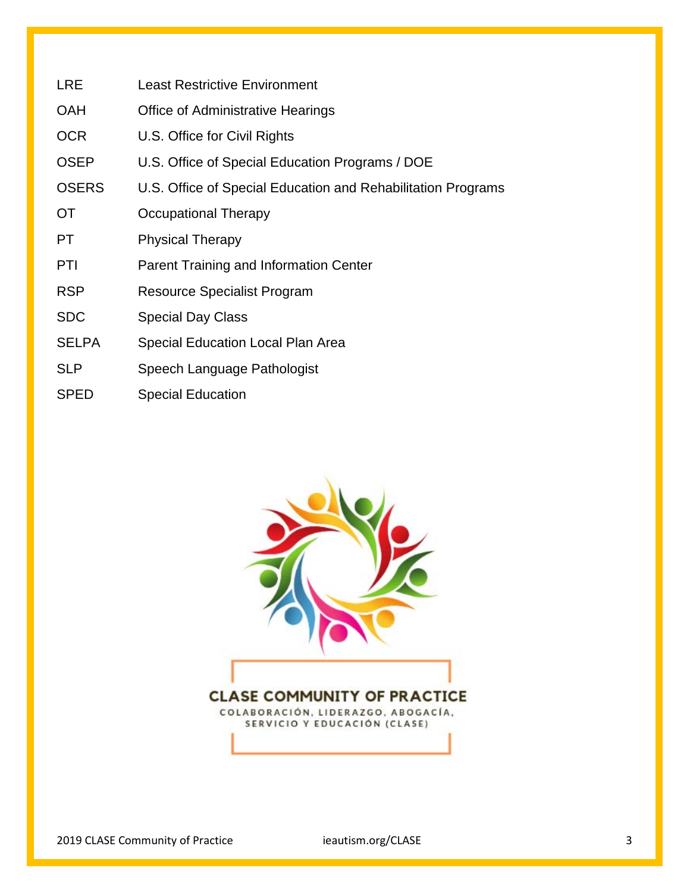| | |
|---|---|
| LRE | Least Restrictive Environment |
| OAH | Office of Administrative Hearings |
| OCR | U.S. Office for Civil Rights |
| OSEP | U.S. Office of Special Education Programs / DOE |
| OSERS | U.S. Office of Special Education and Rehabilitation Programs |
| OT | Occupational Therapy |
| PT | Physical Therapy |
| PTI | Parent Training and Information Center |
| RSP | Resource Specialist Program |
| SDC | Special Day Class |
| SELPA | Special Education Local Plan Area |
| SLP | Speech Language Pathologist |
| SPED | Special Education |

**CLASE COMMUNITY OF PRACTICE**

COLABORACIÓN, LIDERAZGO, ABOGACÍA, SERVICIO Y EDUCACIÓN (CLASE)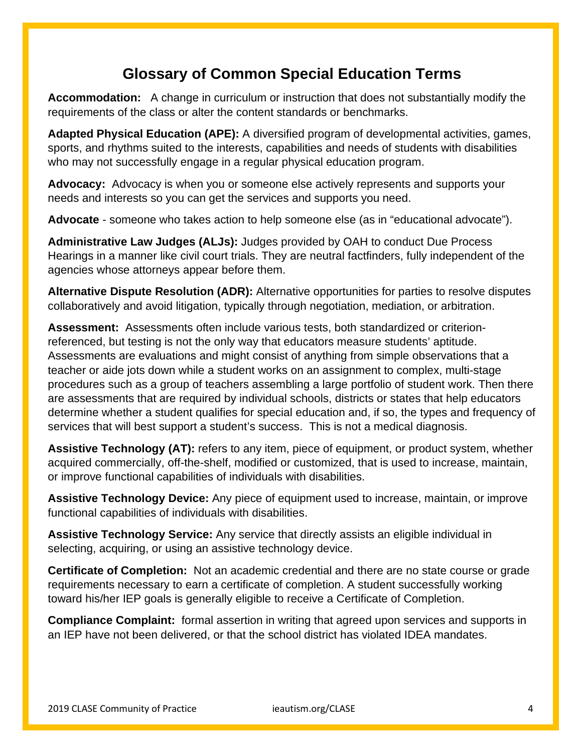## Glossary of Common Special Education Terms

**Accommodation:** A change in curriculum or instruction that does not substantially modify the requirements of the class or alter the content standards or benchmarks.

**Adapted Physical Education (APE):** A diversified program of developmental activities, games, sports, and rhythms suited to the interests, capabilities and needs of students with disabilities who may not successfully engage in a regular physical education program.

**Advocacy:** Advocacy is when you or someone else actively represents and supports your needs and interests so you can get the services and supports you need.

**Advocate** - someone who takes action to help someone else (as in "educational advocate").

**Administrative Law Judges (ALJs):** Judges provided by OAH to conduct Due Process Hearings in a manner like civil court trials. They are neutral factfinders, fully independent of the agencies whose attorneys appear before them.

**Alternative Dispute Resolution (ADR):** Alternative opportunities for parties to resolve disputes collaboratively and avoid litigation, typically through negotiation, mediation, or arbitration.

**Assessment:** Assessments often include various tests, both standardized or criterion-referenced, but testing is not the only way that educators measure students' aptitude. Assessments are evaluations and might consist of anything from simple observations that a teacher or aide jots down while a student works on an assignment to complex, multi-stage procedures such as a group of teachers assembling a large portfolio of student work. Then there are assessments that are required by individual schools, districts or states that help educators determine whether a student qualifies for special education and, if so, the types and frequency of services that will best support a student's success. This is not a medical diagnosis.

**Assistive Technology (AT):** refers to any item, piece of equipment, or product system, whether acquired commercially, off-the-shelf, modified or customized, that is used to increase, maintain, or improve functional capabilities of individuals with disabilities.

**Assistive Technology Device:** Any piece of equipment used to increase, maintain, or improve functional capabilities of individuals with disabilities.

**Assistive Technology Service:** Any service that directly assists an eligible individual in selecting, acquiring, or using an assistive technology device.

**Certificate of Completion:** Not an academic credential and there are no state course or grade requirements necessary to earn a certificate of completion. A student successfully working toward his/her IEP goals is generally eligible to receive a Certificate of Completion.

**Compliance Complaint:** formal assertion in writing that agreed upon services and supports in an IEP have not been delivered, or that the school district has violated IDEA mandates.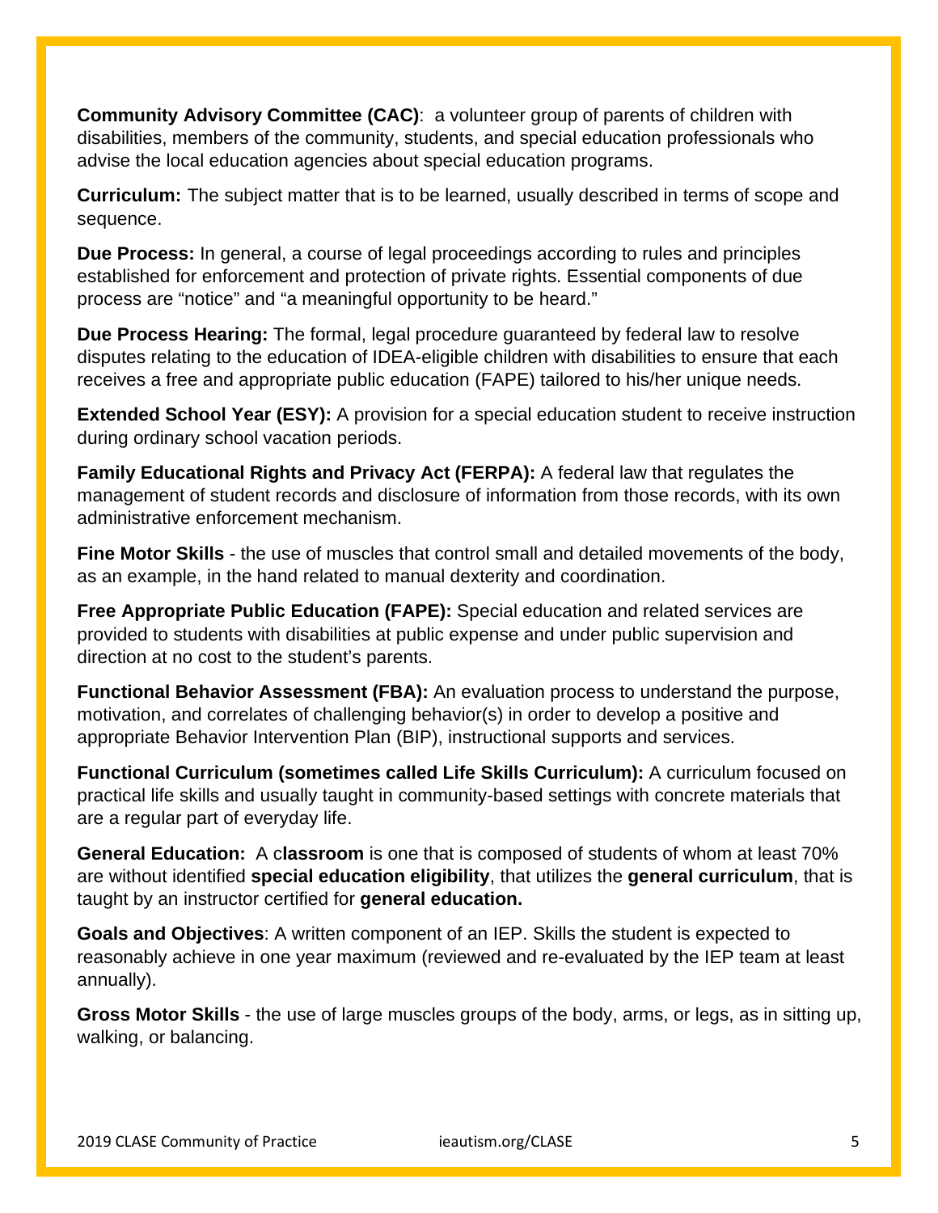**Community Advisory Committee (CAC)**: a volunteer group of parents of children with disabilities, members of the community, students, and special education professionals who advise the local education agencies about special education programs.

**Curriculum:** The subject matter that is to be learned, usually described in terms of scope and sequence.

**Due Process:** In general, a course of legal proceedings according to rules and principles established for enforcement and protection of private rights. Essential components of due process are "notice" and "a meaningful opportunity to be heard."

**Due Process Hearing:** The formal, legal procedure guaranteed by federal law to resolve disputes relating to the education of IDEA-eligible children with disabilities to ensure that each receives a free and appropriate public education (FAPE) tailored to his/her unique needs.

**Extended School Year (ESY):** A provision for a special education student to receive instruction during ordinary school vacation periods.

**Family Educational Rights and Privacy Act (FERPA):** A federal law that regulates the management of student records and disclosure of information from those records, with its own administrative enforcement mechanism.

**Fine Motor Skills** - the use of muscles that control small and detailed movements of the body, as an example, in the hand related to manual dexterity and coordination.

**Free Appropriate Public Education (FAPE):** Special education and related services are provided to students with disabilities at public expense and under public supervision and direction at no cost to the student's parents.

**Functional Behavior Assessment (FBA):** An evaluation process to understand the purpose, motivation, and correlates of challenging behavior(s) in order to develop a positive and appropriate Behavior Intervention Plan (BIP), instructional supports and services.

**Functional Curriculum (sometimes called Life Skills Curriculum):** A curriculum focused on practical life skills and usually taught in community-based settings with concrete materials that are a regular part of everyday life.

**General Education:** A c**lassroom** is one that is composed of students of whom at least 70% are without identified **special education eligibility**, that utilizes the **general curriculum**, that is taught by an instructor certified for **general education.**

**Goals and Objectives**: A written component of an IEP. Skills the student is expected to reasonably achieve in one year maximum (reviewed and re-evaluated by the IEP team at least annually).

**Gross Motor Skills** - the use of large muscles groups of the body, arms, or legs, as in sitting up, walking, or balancing.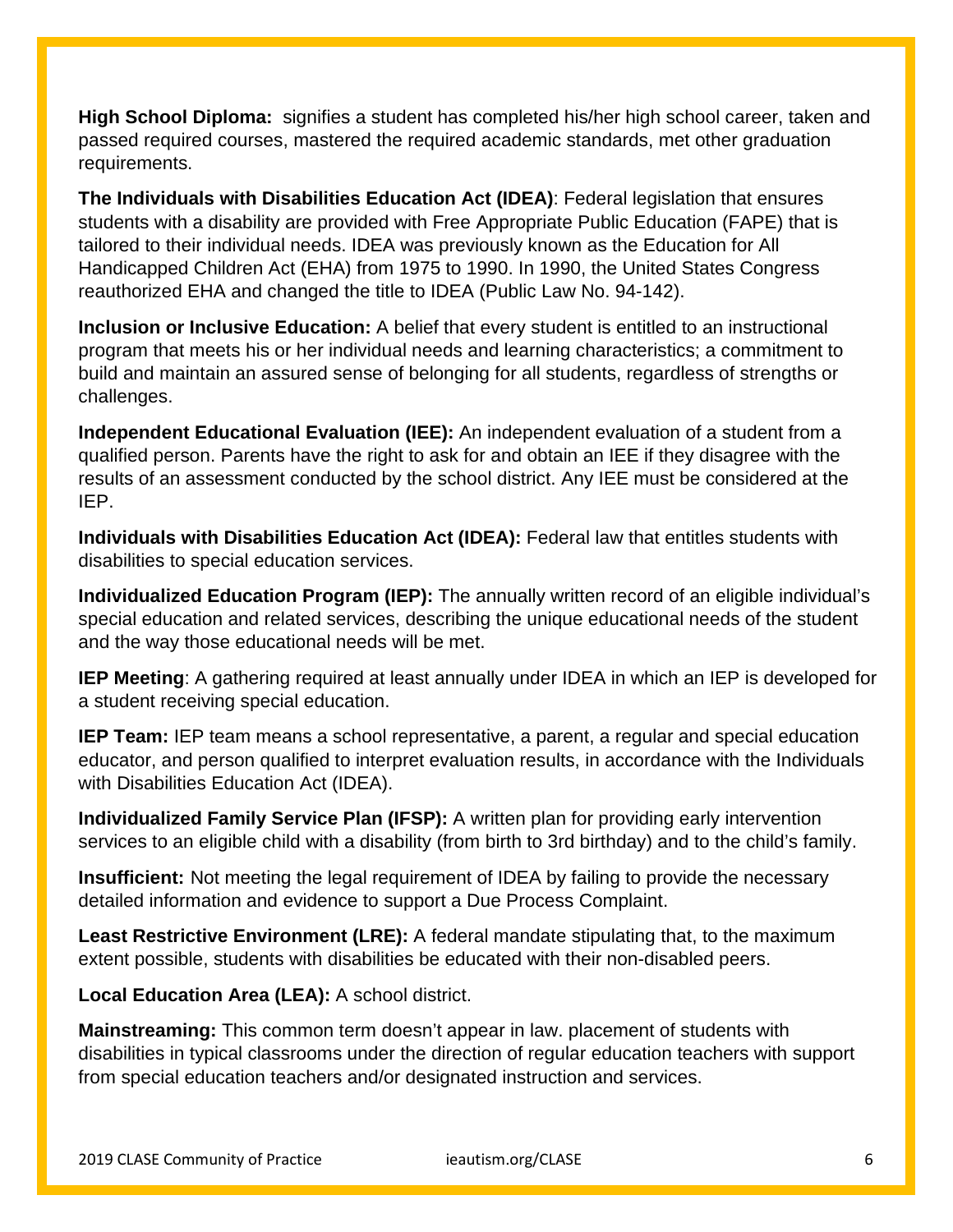**High School Diploma:** signifies a student has completed his/her high school career, taken and passed required courses, mastered the required academic standards, met other graduation requirements.

**The Individuals with Disabilities Education Act (IDEA)**: Federal legislation that ensures students with a disability are provided with Free Appropriate Public Education (FAPE) that is tailored to their individual needs. IDEA was previously known as the Education for All Handicapped Children Act (EHA) from 1975 to 1990. In 1990, the United States Congress reauthorized EHA and changed the title to IDEA (Public Law No. 94-142).

**Inclusion or Inclusive Education:** A belief that every student is entitled to an instructional program that meets his or her individual needs and learning characteristics; a commitment to build and maintain an assured sense of belonging for all students, regardless of strengths or challenges.

**Independent Educational Evaluation (IEE):** An independent evaluation of a student from a qualified person. Parents have the right to ask for and obtain an IEE if they disagree with the results of an assessment conducted by the school district. Any IEE must be considered at the IEP.

**Individuals with Disabilities Education Act (IDEA):** Federal law that entitles students with disabilities to special education services.

**Individualized Education Program (IEP):** The annually written record of an eligible individual's special education and related services, describing the unique educational needs of the student and the way those educational needs will be met.

**IEP Meeting**: A gathering required at least annually under IDEA in which an IEP is developed for a student receiving special education.

**IEP Team:** IEP team means a school representative, a parent, a regular and special education educator, and person qualified to interpret evaluation results, in accordance with the Individuals with Disabilities Education Act (IDEA).

**Individualized Family Service Plan (IFSP):** A written plan for providing early intervention services to an eligible child with a disability (from birth to 3rd birthday) and to the child's family.

**Insufficient:** Not meeting the legal requirement of IDEA by failing to provide the necessary detailed information and evidence to support a Due Process Complaint.

**Least Restrictive Environment (LRE):** A federal mandate stipulating that, to the maximum extent possible, students with disabilities be educated with their non-disabled peers.

**Local Education Area (LEA):** A school district.

**Mainstreaming:** This common term doesn't appear in law. placement of students with disabilities in typical classrooms under the direction of regular education teachers with support from special education teachers and/or designated instruction and services.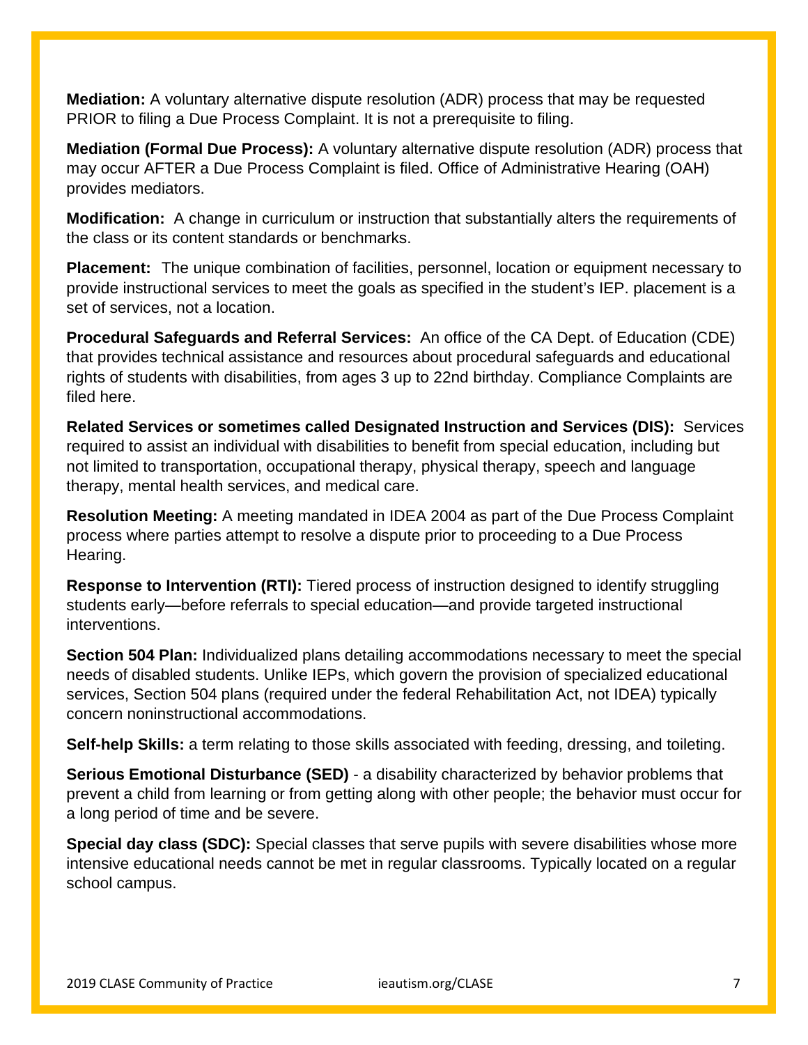**Mediation:** A voluntary alternative dispute resolution (ADR) process that may be requested PRIOR to filing a Due Process Complaint. It is not a prerequisite to filing.

**Mediation (Formal Due Process):** A voluntary alternative dispute resolution (ADR) process that may occur AFTER a Due Process Complaint is filed. Office of Administrative Hearing (OAH) provides mediators.

**Modification:** A change in curriculum or instruction that substantially alters the requirements of the class or its content standards or benchmarks.

**Placement:** The unique combination of facilities, personnel, location or equipment necessary to provide instructional services to meet the goals as specified in the student's IEP. placement is a set of services, not a location.

**Procedural Safeguards and Referral Services:** An office of the CA Dept. of Education (CDE) that provides technical assistance and resources about procedural safeguards and educational rights of students with disabilities, from ages 3 up to 22nd birthday. Compliance Complaints are filed here.

**Related Services or sometimes called Designated Instruction and Services (DIS):** Services required to assist an individual with disabilities to benefit from special education, including but not limited to transportation, occupational therapy, physical therapy, speech and language therapy, mental health services, and medical care.

**Resolution Meeting:** A meeting mandated in IDEA 2004 as part of the Due Process Complaint process where parties attempt to resolve a dispute prior to proceeding to a Due Process Hearing.

**Response to Intervention (RTI):** Tiered process of instruction designed to identify struggling students early—before referrals to special education—and provide targeted instructional interventions.

**Section 504 Plan:** Individualized plans detailing accommodations necessary to meet the special needs of disabled students. Unlike IEPs, which govern the provision of specialized educational services, Section 504 plans (required under the federal Rehabilitation Act, not IDEA) typically concern noninstructional accommodations.

**Self-help Skills:** a term relating to those skills associated with feeding, dressing, and toileting.

**Serious Emotional Disturbance (SED)** - a disability characterized by behavior problems that prevent a child from learning or from getting along with other people; the behavior must occur for a long period of time and be severe.

**Special day class (SDC):** Special classes that serve pupils with severe disabilities whose more intensive educational needs cannot be met in regular classrooms. Typically located on a regular school campus.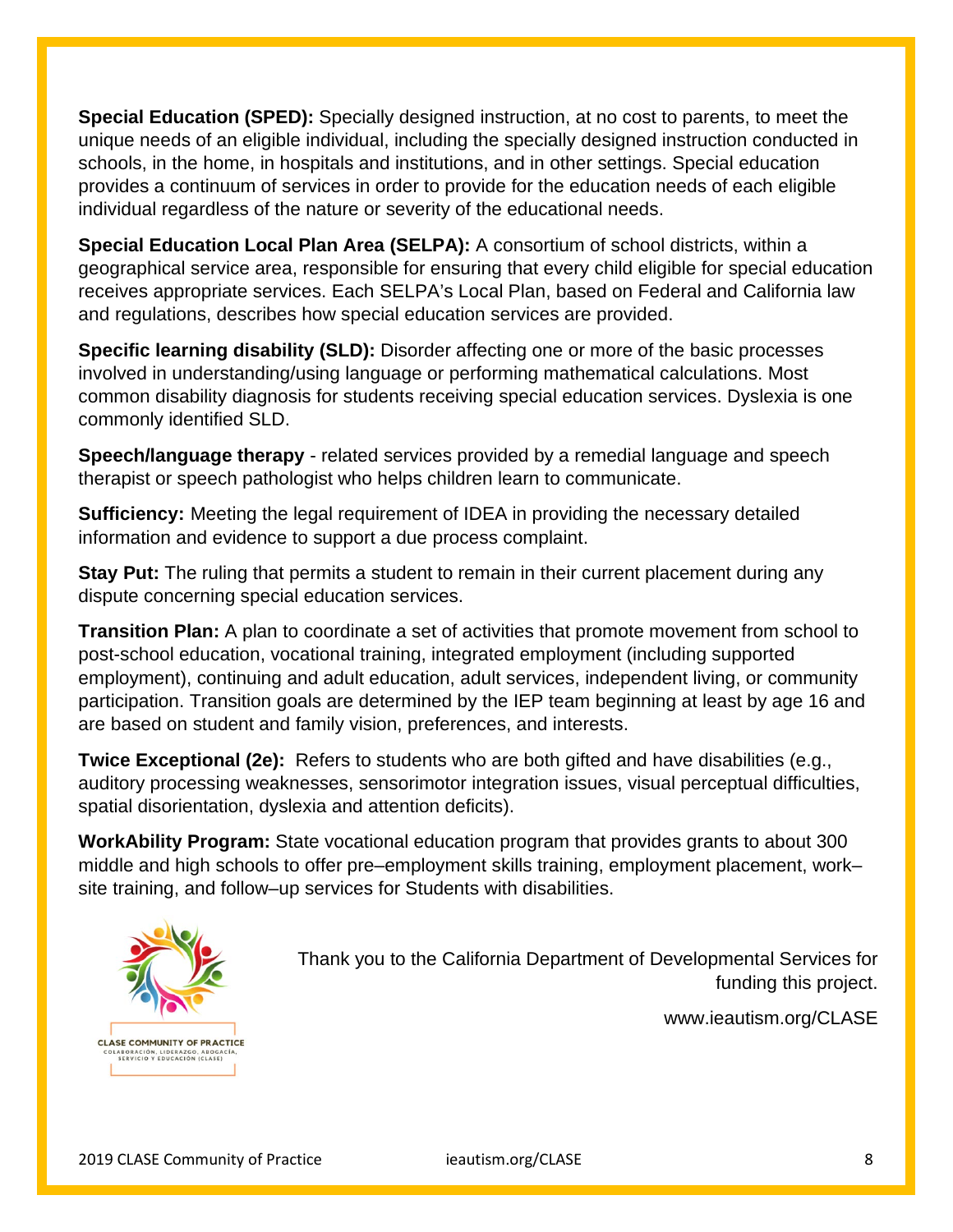**Special Education (SPED):** Specially designed instruction, at no cost to parents, to meet the unique needs of an eligible individual, including the specially designed instruction conducted in schools, in the home, in hospitals and institutions, and in other settings. Special education provides a continuum of services in order to provide for the education needs of each eligible individual regardless of the nature or severity of the educational needs.

**Special Education Local Plan Area (SELPA):** A consortium of school districts, within a geographical service area, responsible for ensuring that every child eligible for special education receives appropriate services. Each SELPA's Local Plan, based on Federal and California law and regulations, describes how special education services are provided.

**Specific learning disability (SLD):** Disorder affecting one or more of the basic processes involved in understanding/using language or performing mathematical calculations. Most common disability diagnosis for students receiving special education services. Dyslexia is one commonly identified SLD.

**Speech/language therapy** - related services provided by a remedial language and speech therapist or speech pathologist who helps children learn to communicate.

**Sufficiency:** Meeting the legal requirement of IDEA in providing the necessary detailed information and evidence to support a due process complaint.

**Stay Put:** The ruling that permits a student to remain in their current placement during any dispute concerning special education services.

**Transition Plan:** A plan to coordinate a set of activities that promote movement from school to post-school education, vocational training, integrated employment (including supported employment), continuing and adult education, adult services, independent living, or community participation. Transition goals are determined by the IEP team beginning at least by age 16 and are based on student and family vision, preferences, and interests.

**Twice Exceptional (2e):** Refers to students who are both gifted and have disabilities (e.g., auditory processing weaknesses, sensorimotor integration issues, visual perceptual difficulties, spatial disorientation, dyslexia and attention deficits).

**WorkAbility Program:** State vocational education program that provides grants to about 300 middle and high schools to offer pre–employment skills training, employment placement, work–site training, and follow–up services for Students with disabilities.

CLASE COMMUNITY OF PRACTICE
COLABORACIÓN, LIDERAZGO, ABOGACÍA, SERVICIO Y EDUCACIÓN (CLASE)

Thank you to the California Department of Developmental Services for funding this project.

www.ieautism.org/CLASE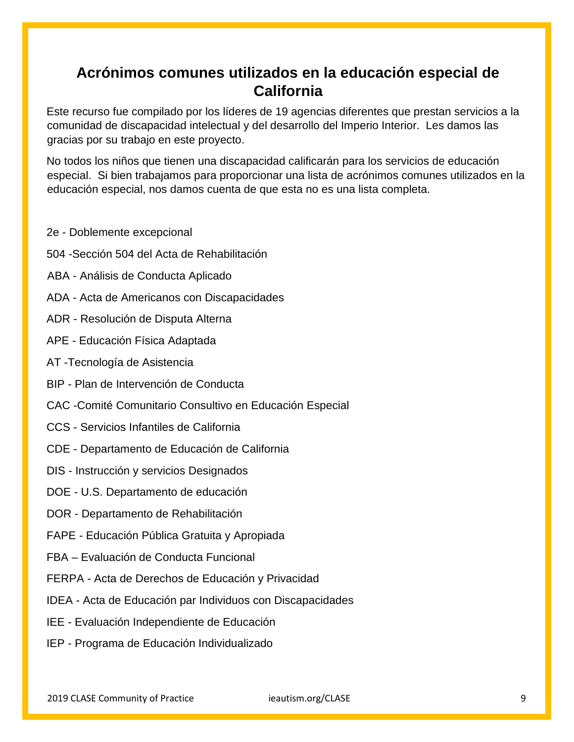# Acrónimos comunes utilizados en la educación especial de California

Este recurso fue compilado por los líderes de 19 agencias diferentes que prestan servicios a la comunidad de discapacidad intelectual y del desarrollo del Imperio Interior. Les damos las gracias por su trabajo en este proyecto.

No todos los niños que tienen una discapacidad calificarán para los servicios de educación especial. Si bien trabajamos para proporcionar una lista de acrónimos comunes utilizados en la educación especial, nos damos cuenta de que esta no es una lista completa.

2e - Doblemente excepcional

504 -Sección 504 del Acta de Rehabilitación

ABA - Análisis de Conducta Aplicado

ADA - Acta de Americanos con Discapacidades

ADR - Resolución de Disputa Alterna

APE - Educación Física Adaptada

AT -Tecnología de Asistencia

BIP - Plan de Intervención de Conducta

CAC -Comité Comunitario Consultivo en Educación Especial

CCS - Servicios Infantiles de California

CDE - Departamento de Educación de California

DIS - Instrucción y servicios Designados

DOE - U.S. Departamento de educación

DOR - Departamento de Rehabilitación

FAPE - Educación Pública Gratuita y Apropiada

FBA – Evaluación de Conducta Funcional

FERPA - Acta de Derechos de Educación y Privacidad

IDEA - Acta de Educación par Individuos con Discapacidades

IEE - Evaluación Independiente de Educación

IEP - Programa de Educación Individualizado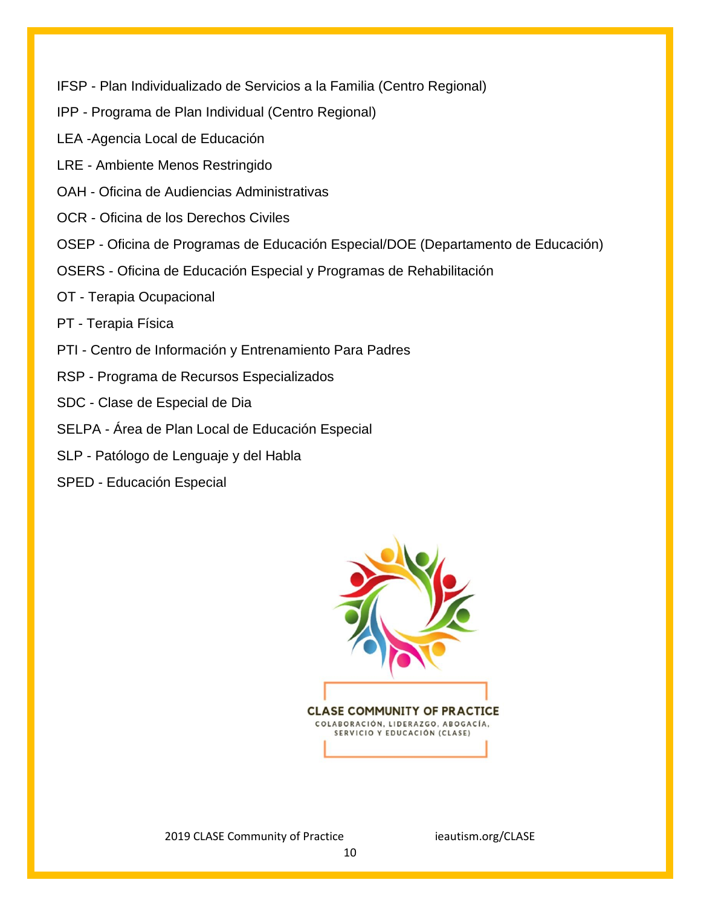IFSP - Plan Individualizado de Servicios a la Familia (Centro Regional)

IPP - Programa de Plan Individual (Centro Regional)

LEA -Agencia Local de Educación

LRE - Ambiente Menos Restringido

OAH - Oficina de Audiencias Administrativas

OCR - Oficina de los Derechos Civiles

OSEP - Oficina de Programas de Educación Especial/DOE (Departamento de Educación)

OSERS - Oficina de Educación Especial y Programas de Rehabilitación

OT - Terapia Ocupacional

PT - Terapia Física

PTI - Centro de Información y Entrenamiento Para Padres

RSP - Programa de Recursos Especializados

SDC - Clase de Especial de Dia

SELPA - Área de Plan Local de Educación Especial

SLP - Patólogo de Lenguaje y del Habla

SPED - Educación Especial

CLASE COMMUNITY OF PRACTICE

COLABORACIÓN, LIDERAZGO, ABOGACÍA, SERVICIO Y EDUCACIÓN (CLASE)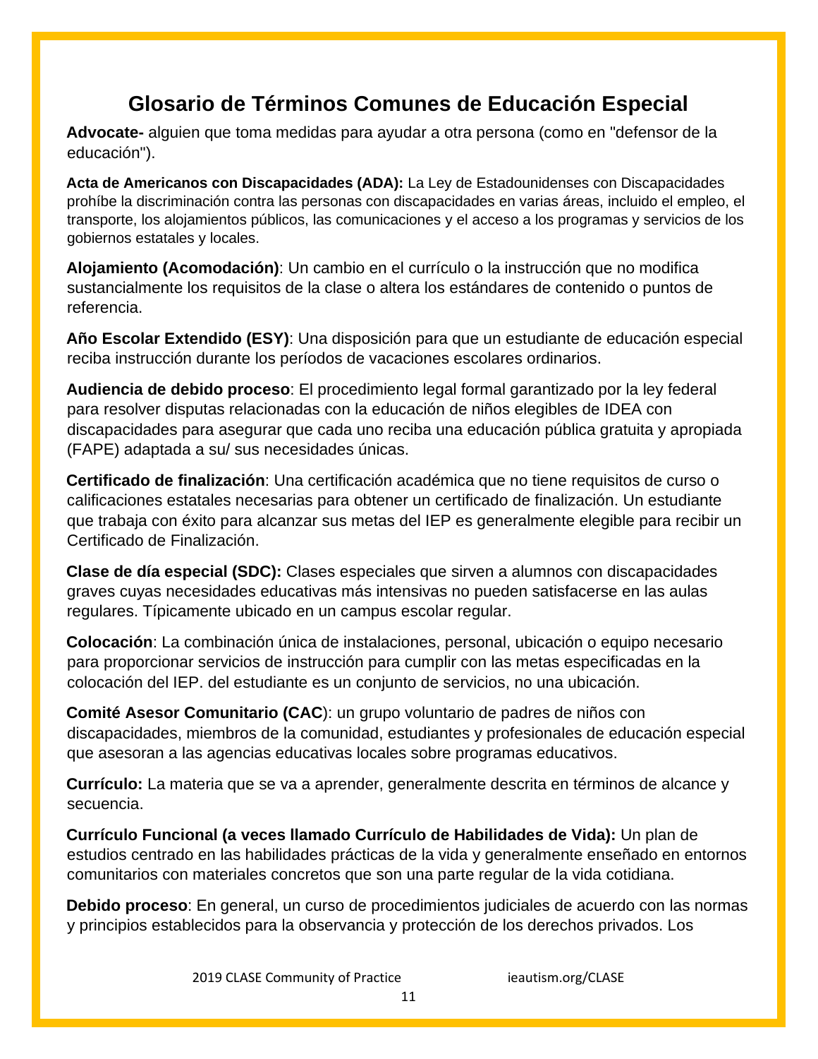## Glosario de Términos Comunes de Educación Especial

**Advocate-** alguien que toma medidas para ayudar a otra persona (como en "defensor de la educación").

**Acta de Americanos con Discapacidades (ADA):** La Ley de Estadounidenses con Discapacidades prohíbe la discriminación contra las personas con discapacidades en varias áreas, incluido el empleo, el transporte, los alojamientos públicos, las comunicaciones y el acceso a los programas y servicios de los gobiernos estatales y locales.

**Alojamiento (Acomodación)**: Un cambio en el currículo o la instrucción que no modifica sustancialmente los requisitos de la clase o altera los estándares de contenido o puntos de referencia.

**Año Escolar Extendido (ESY)**: Una disposición para que un estudiante de educación especial reciba instrucción durante los períodos de vacaciones escolares ordinarios.

**Audiencia de debido proceso**: El procedimiento legal formal garantizado por la ley federal para resolver disputas relacionadas con la educación de niños elegibles de IDEA con discapacidades para asegurar que cada uno reciba una educación pública gratuita y apropiada (FAPE) adaptada a su/ sus necesidades únicas.

**Certificado de finalización**: Una certificación académica que no tiene requisitos de curso o calificaciones estatales necesarias para obtener un certificado de finalización. Un estudiante que trabaja con éxito para alcanzar sus metas del IEP es generalmente elegible para recibir un Certificado de Finalización.

**Clase de día especial (SDC):** Clases especiales que sirven a alumnos con discapacidades graves cuyas necesidades educativas más intensivas no pueden satisfacerse en las aulas regulares. Típicamente ubicado en un campus escolar regular.

**Colocación**: La combinación única de instalaciones, personal, ubicación o equipo necesario para proporcionar servicios de instrucción para cumplir con las metas especificadas en la colocación del IEP. del estudiante es un conjunto de servicios, no una ubicación.

**Comité Asesor Comunitario (CAC)**: un grupo voluntario de padres de niños con discapacidades, miembros de la comunidad, estudiantes y profesionales de educación especial que asesoran a las agencias educativas locales sobre programas educativos.

**Currículo:** La materia que se va a aprender, generalmente descrita en términos de alcance y secuencia.

**Currículo Funcional (a veces llamado Currículo de Habilidades de Vida):** Un plan de estudios centrado en las habilidades prácticas de la vida y generalmente enseñado en entornos comunitarios con materiales concretos que son una parte regular de la vida cotidiana.

**Debido proceso**: En general, un curso de procedimientos judiciales de acuerdo con las normas y principios establecidos para la observancia y protección de los derechos privados. Los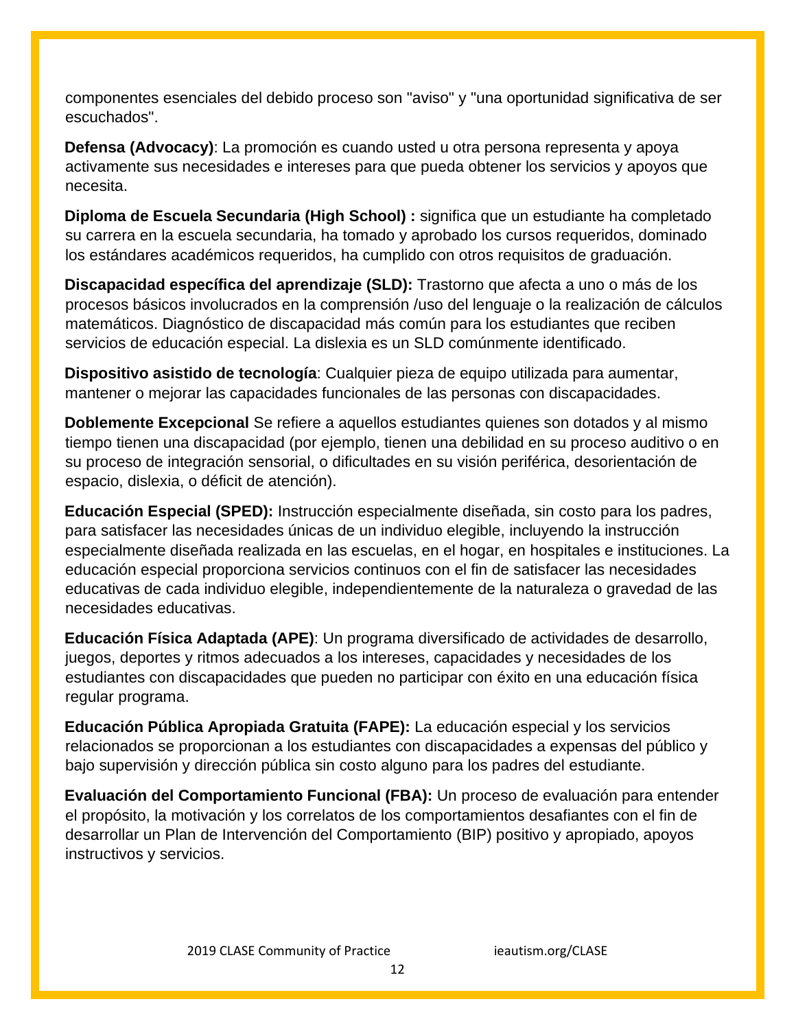componentes esenciales del debido proceso son "aviso" y "una oportunidad significativa de ser escuchados".

**Defensa (Advocacy)**: La promoción es cuando usted u otra persona representa y apoya activamente sus necesidades e intereses para que pueda obtener los servicios y apoyos que necesita.

**Diploma de Escuela Secundaria (High School) :** significa que un estudiante ha completado su carrera en la escuela secundaria, ha tomado y aprobado los cursos requeridos, dominado los estándares académicos requeridos, ha cumplido con otros requisitos de graduación.

**Discapacidad específica del aprendizaje (SLD):** Trastorno que afecta a uno o más de los procesos básicos involucrados en la comprensión /uso del lenguaje o la realización de cálculos matemáticos. Diagnóstico de discapacidad más común para los estudiantes que reciben servicios de educación especial. La dislexia es un SLD comúnmente identificado.

**Dispositivo asistido de tecnología**: Cualquier pieza de equipo utilizada para aumentar, mantener o mejorar las capacidades funcionales de las personas con discapacidades.

**Doblemente Excepcional** Se refiere a aquellos estudiantes quienes son dotados y al mismo tiempo tienen una discapacidad (por ejemplo, tienen una debilidad en su proceso auditivo o en su proceso de integración sensorial, o dificultades en su visión periférica, desorientación de espacio, dislexia, o déficit de atención).

**Educación Especial (SPED):** Instrucción especialmente diseñada, sin costo para los padres, para satisfacer las necesidades únicas de un individuo elegible, incluyendo la instrucción especialmente diseñada realizada en las escuelas, en el hogar, en hospitales e instituciones. La educación especial proporciona servicios continuos con el fin de satisfacer las necesidades educativas de cada individuo elegible, independientemente de la naturaleza o gravedad de las necesidades educativas.

**Educación Física Adaptada (APE)**: Un programa diversificado de actividades de desarrollo, juegos, deportes y ritmos adecuados a los intereses, capacidades y necesidades de los estudiantes con discapacidades que pueden no participar con éxito en una educación física regular programa.

**Educación Pública Apropiada Gratuita (FAPE):** La educación especial y los servicios relacionados se proporcionan a los estudiantes con discapacidades a expensas del público y bajo supervisión y dirección pública sin costo alguno para los padres del estudiante.

**Evaluación del Comportamiento Funcional (FBA):** Un proceso de evaluación para entender el propósito, la motivación y los correlatos de los comportamientos desafiantes con el fin de desarrollar un Plan de Intervención del Comportamiento (BIP) positivo y apropiado, apoyos instructivos y servicios.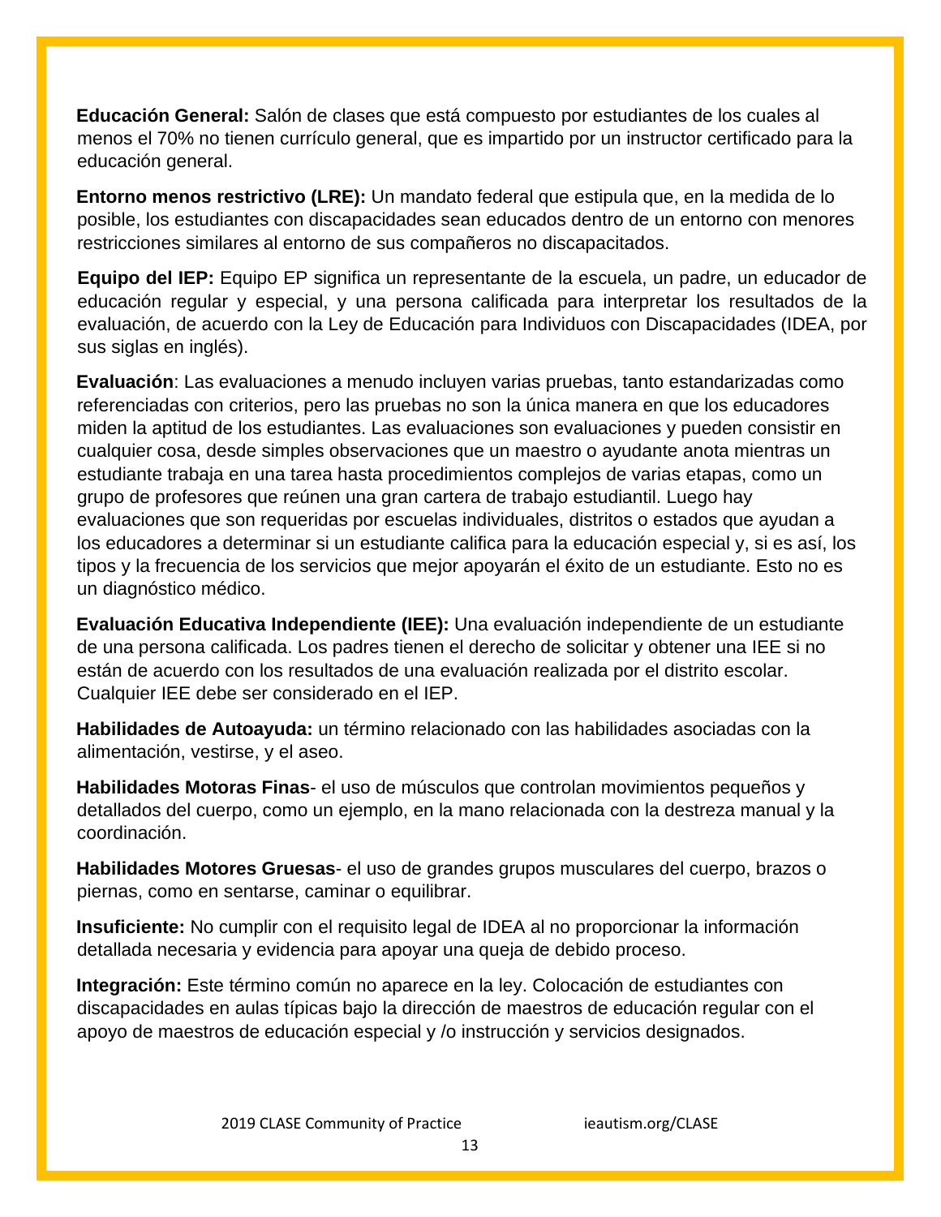**Educación General:** Salón de clases que está compuesto por estudiantes de los cuales al menos el 70% no tienen currículo general, que es impartido por un instructor certificado para la educación general.

**Entorno menos restrictivo (LRE):** Un mandato federal que estipula que, en la medida de lo posible, los estudiantes con discapacidades sean educados dentro de un entorno con menores restricciones similares al entorno de sus compañeros no discapacitados.

**Equipo del IEP:** Equipo EP significa un representante de la escuela, un padre, un educador de educación regular y especial, y una persona calificada para interpretar los resultados de la evaluación, de acuerdo con la Ley de Educación para Individuos con Discapacidades (IDEA, por sus siglas en inglés).

**Evaluación**: Las evaluaciones a menudo incluyen varias pruebas, tanto estandarizadas como referenciadas con criterios, pero las pruebas no son la única manera en que los educadores miden la aptitud de los estudiantes. Las evaluaciones son evaluaciones y pueden consistir en cualquier cosa, desde simples observaciones que un maestro o ayudante anota mientras un estudiante trabaja en una tarea hasta procedimientos complejos de varias etapas, como un grupo de profesores que reúnen una gran cartera de trabajo estudiantil. Luego hay evaluaciones que son requeridas por escuelas individuales, distritos o estados que ayudan a los educadores a determinar si un estudiante califica para la educación especial y, si es así, los tipos y la frecuencia de los servicios que mejor apoyarán el éxito de un estudiante. Esto no es un diagnóstico médico.

**Evaluación Educativa Independiente (IEE):** Una evaluación independiente de un estudiante de una persona calificada. Los padres tienen el derecho de solicitar y obtener una IEE si no están de acuerdo con los resultados de una evaluación realizada por el distrito escolar. Cualquier IEE debe ser considerado en el IEP.

**Habilidades de Autoayuda:** un término relacionado con las habilidades asociadas con la alimentación, vestirse, y el aseo.

**Habilidades Motoras Finas**- el uso de músculos que controlan movimientos pequeños y detallados del cuerpo, como un ejemplo, en la mano relacionada con la destreza manual y la coordinación.

**Habilidades Motores Gruesas**- el uso de grandes grupos musculares del cuerpo, brazos o piernas, como en sentarse, caminar o equilibrar.

**Insuficiente:** No cumplir con el requisito legal de IDEA al no proporcionar la información detallada necesaria y evidencia para apoyar una queja de debido proceso.

**Integración:** Este término común no aparece en la ley. Colocación de estudiantes con discapacidades en aulas típicas bajo la dirección de maestros de educación regular con el apoyo de maestros de educación especial y /o instrucción y servicios designados.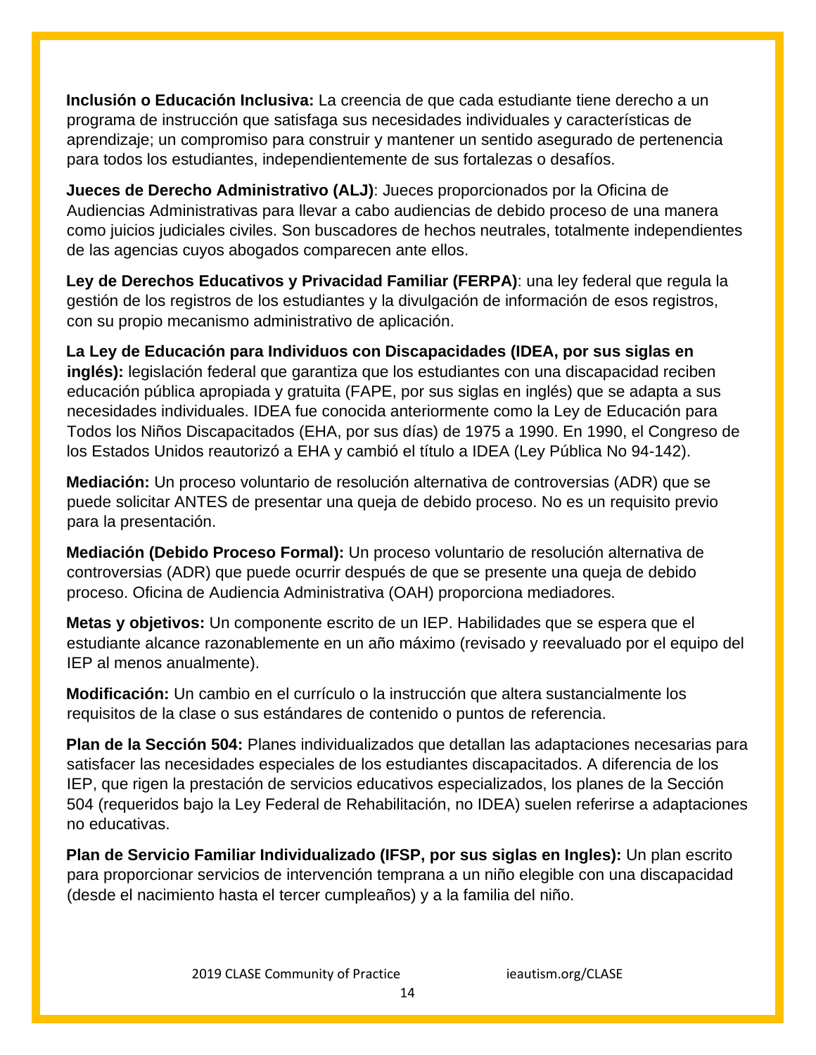**Inclusión o Educación Inclusiva:** La creencia de que cada estudiante tiene derecho a un programa de instrucción que satisfaga sus necesidades individuales y características de aprendizaje; un compromiso para construir y mantener un sentido asegurado de pertenencia para todos los estudiantes, independientemente de sus fortalezas o desafíos.

**Jueces de Derecho Administrativo (ALJ)**: Jueces proporcionados por la Oficina de Audiencias Administrativas para llevar a cabo audiencias de debido proceso de una manera como juicios judiciales civiles. Son buscadores de hechos neutrales, totalmente independientes de las agencias cuyos abogados comparecen ante ellos.

**Ley de Derechos Educativos y Privacidad Familiar (FERPA)**: una ley federal que regula la gestión de los registros de los estudiantes y la divulgación de información de esos registros, con su propio mecanismo administrativo de aplicación.

**La Ley de Educación para Individuos con Discapacidades (IDEA, por sus siglas en inglés):** legislación federal que garantiza que los estudiantes con una discapacidad reciben educación pública apropiada y gratuita (FAPE, por sus siglas en inglés) que se adapta a sus necesidades individuales. IDEA fue conocida anteriormente como la Ley de Educación para Todos los Niños Discapacitados (EHA, por sus días) de 1975 a 1990. En 1990, el Congreso de los Estados Unidos reautorizó a EHA y cambió el título a IDEA (Ley Pública No 94-142).

**Mediación:** Un proceso voluntario de resolución alternativa de controversias (ADR) que se puede solicitar ANTES de presentar una queja de debido proceso. No es un requisito previo para la presentación.

**Mediación (Debido Proceso Formal):** Un proceso voluntario de resolución alternativa de controversias (ADR) que puede ocurrir después de que se presente una queja de debido proceso. Oficina de Audiencia Administrativa (OAH) proporciona mediadores.

**Metas y objetivos:** Un componente escrito de un IEP. Habilidades que se espera que el estudiante alcance razonablemente en un año máximo (revisado y reevaluado por el equipo del IEP al menos anualmente).

**Modificación:** Un cambio en el currículo o la instrucción que altera sustancialmente los requisitos de la clase o sus estándares de contenido o puntos de referencia.

**Plan de la Sección 504:** Planes individualizados que detallan las adaptaciones necesarias para satisfacer las necesidades especiales de los estudiantes discapacitados. A diferencia de los IEP, que rigen la prestación de servicios educativos especializados, los planes de la Sección 504 (requeridos bajo la Ley Federal de Rehabilitación, no IDEA) suelen referirse a adaptaciones no educativas.

**Plan de Servicio Familiar Individualizado (IFSP, por sus siglas en Ingles):** Un plan escrito para proporcionar servicios de intervención temprana a un niño elegible con una discapacidad (desde el nacimiento hasta el tercer cumpleaños) y a la familia del niño.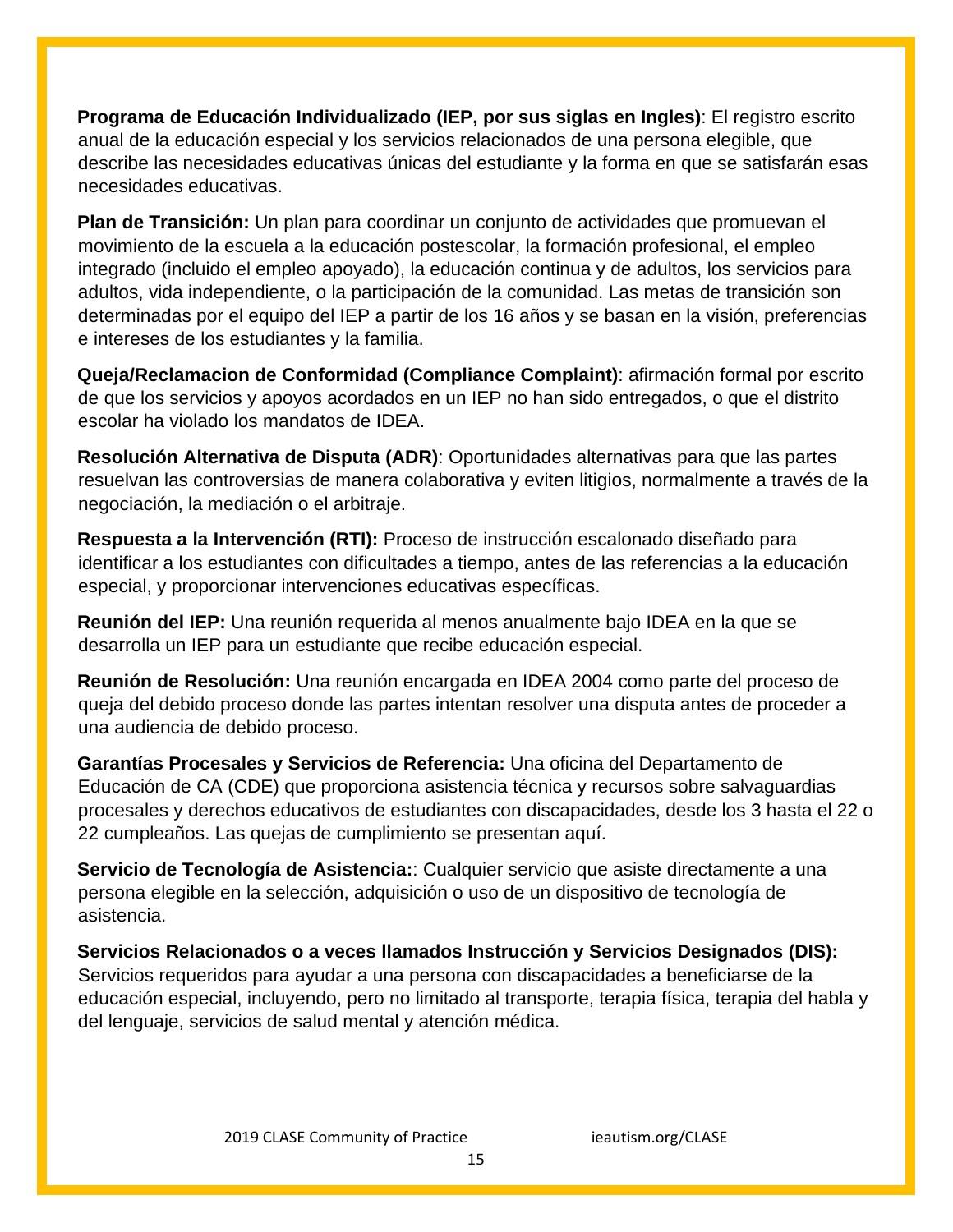**Programa de Educación Individualizado (IEP, por sus siglas en Ingles)**: El registro escrito anual de la educación especial y los servicios relacionados de una persona elegible, que describe las necesidades educativas únicas del estudiante y la forma en que se satisfarán esas necesidades educativas.

**Plan de Transición:** Un plan para coordinar un conjunto de actividades que promuevan el movimiento de la escuela a la educación postescolar, la formación profesional, el empleo integrado (incluido el empleo apoyado), la educación continua y de adultos, los servicios para adultos, vida independiente, o la participación de la comunidad. Las metas de transición son determinadas por el equipo del IEP a partir de los 16 años y se basan en la visión, preferencias e intereses de los estudiantes y la familia.

**Queja/Reclamacion de Conformidad (Compliance Complaint)**: afirmación formal por escrito de que los servicios y apoyos acordados en un IEP no han sido entregados, o que el distrito escolar ha violado los mandatos de IDEA.

**Resolución Alternativa de Disputa (ADR)**: Oportunidades alternativas para que las partes resuelvan las controversias de manera colaborativa y eviten litigios, normalmente a través de la negociación, la mediación o el arbitraje.

**Respuesta a la Intervención (RTI):** Proceso de instrucción escalonado diseñado para identificar a los estudiantes con dificultades a tiempo, antes de las referencias a la educación especial, y proporcionar intervenciones educativas específicas.

**Reunión del IEP:** Una reunión requerida al menos anualmente bajo IDEA en la que se desarrolla un IEP para un estudiante que recibe educación especial.

**Reunión de Resolución:** Una reunión encargada en IDEA 2004 como parte del proceso de queja del debido proceso donde las partes intentan resolver una disputa antes de proceder a una audiencia de debido proceso.

**Garantías Procesales y Servicios de Referencia:** Una oficina del Departamento de Educación de CA (CDE) que proporciona asistencia técnica y recursos sobre salvaguardias procesales y derechos educativos de estudiantes con discapacidades, desde los 3 hasta el 22 o 22 cumpleaños. Las quejas de cumplimiento se presentan aquí.

**Servicio de Tecnología de Asistencia:**: Cualquier servicio que asiste directamente a una persona elegible en la selección, adquisición o uso de un dispositivo de tecnología de asistencia.

**Servicios Relacionados o a veces llamados Instrucción y Servicios Designados (DIS):** Servicios requeridos para ayudar a una persona con discapacidades a beneficiarse de la educación especial, incluyendo, pero no limitado al transporte, terapia física, terapia del habla y del lenguaje, servicios de salud mental y atención médica.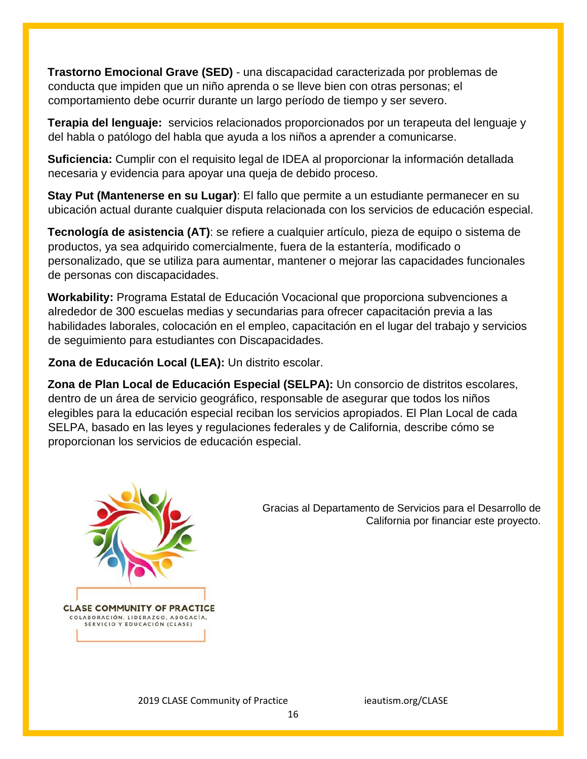**Trastorno Emocional Grave (SED)** - una discapacidad caracterizada por problemas de conducta que impiden que un niño aprenda o se lleve bien con otras personas; el comportamiento debe ocurrir durante un largo período de tiempo y ser severo.

**Terapia del lenguaje:** servicios relacionados proporcionados por un terapeuta del lenguaje y del habla o patólogo del habla que ayuda a los niños a aprender a comunicarse.

**Suficiencia:** Cumplir con el requisito legal de IDEA al proporcionar la información detallada necesaria y evidencia para apoyar una queja de debido proceso.

**Stay Put (Mantenerse en su Lugar)**: El fallo que permite a un estudiante permanecer en su ubicación actual durante cualquier disputa relacionada con los servicios de educación especial.

**Tecnología de asistencia (AT)**: se refiere a cualquier artículo, pieza de equipo o sistema de productos, ya sea adquirido comercialmente, fuera de la estantería, modificado o personalizado, que se utiliza para aumentar, mantener o mejorar las capacidades funcionales de personas con discapacidades.

**Workability:** Programa Estatal de Educación Vocacional que proporciona subvenciones a alrededor de 300 escuelas medias y secundarias para ofrecer capacitación previa a las habilidades laborales, colocación en el empleo, capacitación en el lugar del trabajo y servicios de seguimiento para estudiantes con Discapacidades.

**Zona de Educación Local (LEA):** Un distrito escolar.

**Zona de Plan Local de Educación Especial (SELPA):** Un consorcio de distritos escolares, dentro de un área de servicio geográfico, responsable de asegurar que todos los niños elegibles para la educación especial reciban los servicios apropiados. El Plan Local de cada SELPA, basado en las leyes y regulaciones federales y de California, describe cómo se proporcionan los servicios de educación especial.

CLASE COMMUNITY OF PRACTICE

COLABORACIÓN, LIDERAZGO, ABOGACÍA, SERVICIO Y EDUCACIÓN (CLASE)

Gracias al Departamento de Servicios para el Desarrollo de California por financiar este proyecto.